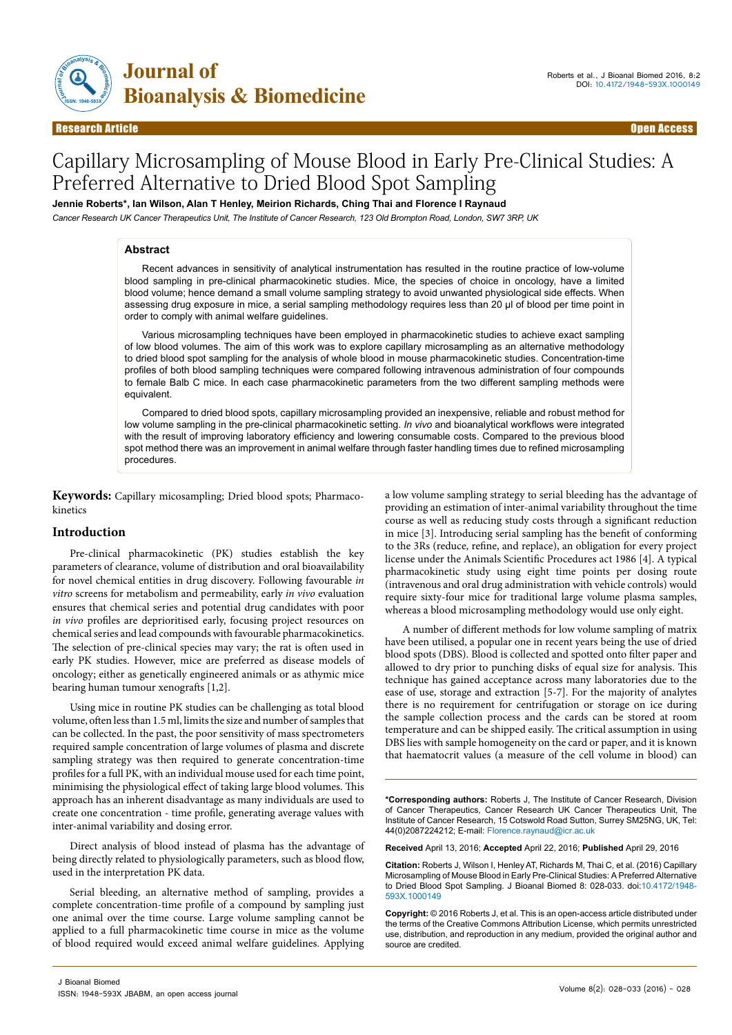Research Article | Open Access

# Capillary Microsampling of Mouse Blood in Early Pre-Clinical Studies: A Preferred Alternative to Dried Blood Spot Sampling

**Jennie Roberts*, Ian Wilson, Alan T Henley, Meirion Richards, Ching Thai and Florence I Raynaud**

*Cancer Research UK Cancer Therapeutics Unit, The Institute of Cancer Research, 123 Old Brompton Road, London, SW7 3RP, UK*

## Abstract

Recent advances in sensitivity of analytical instrumentation has resulted in the routine practice of low-volume blood sampling in pre-clinical pharmacokinetic studies. Mice, the species of choice in oncology, have a limited blood volume; hence demand a small volume sampling strategy to avoid unwanted physiological side effects. When assessing drug exposure in mice, a serial sampling methodology requires less than 20 µl of blood per time point in order to comply with animal welfare guidelines.

Various microsampling techniques have been employed in pharmacokinetic studies to achieve exact sampling of low blood volumes. The aim of this work was to explore capillary microsampling as an alternative methodology to dried blood spot sampling for the analysis of whole blood in mouse pharmacokinetic studies. Concentration-time profiles of both blood sampling techniques were compared following intravenous administration of four compounds to female Balb C mice. In each case pharmacokinetic parameters from the two different sampling methods were equivalent.

Compared to dried blood spots, capillary microsampling provided an inexpensive, reliable and robust method for low volume sampling in the pre-clinical pharmacokinetic setting. *In vivo* and bioanalytical workflows were integrated with the result of improving laboratory efficiency and lowering consumable costs. Compared to the previous blood spot method there was an improvement in animal welfare through faster handling times due to refined microsampling procedures.

**Keywords:** Capillary micosampling; Dried blood spots; Pharmacokinetics

## Introduction

Pre-clinical pharmacokinetic (PK) studies establish the key parameters of clearance, volume of distribution and oral bioavailability for novel chemical entities in drug discovery. Following favourable *in vitro* screens for metabolism and permeability, early *in vivo* evaluation ensures that chemical series and potential drug candidates with poor *in vivo* profiles are deprioritised early, focusing project resources on chemical series and lead compounds with favourable pharmacokinetics. The selection of pre-clinical species may vary; the rat is often used in early PK studies. However, mice are preferred as disease models of oncology; either as genetically engineered animals or as athymic mice bearing human tumour xenografts [1,2].

Using mice in routine PK studies can be challenging as total blood volume, often less than 1.5 ml, limits the size and number of samples that can be collected. In the past, the poor sensitivity of mass spectrometers required sample concentration of large volumes of plasma and discrete sampling strategy was then required to generate concentration-time profiles for a full PK, with an individual mouse used for each time point, minimising the physiological effect of taking large blood volumes. This approach has an inherent disadvantage as many individuals are used to create one concentration - time profile, generating average values with inter-animal variability and dosing error.

Direct analysis of blood instead of plasma has the advantage of being directly related to physiologically parameters, such as blood flow, used in the interpretation PK data.

Serial bleeding, an alternative method of sampling, provides a complete concentration-time profile of a compound by sampling just one animal over the time course. Large volume sampling cannot be applied to a full pharmacokinetic time course in mice as the volume of blood required would exceed animal welfare guidelines. Applying a low volume sampling strategy to serial bleeding has the advantage of providing an estimation of inter-animal variability throughout the time course as well as reducing study costs through a significant reduction in mice [3]. Introducing serial sampling has the benefit of conforming to the 3Rs (reduce, refine, and replace), an obligation for every project license under the Animals Scientific Procedures act 1986 [4]. A typical pharmacokinetic study using eight time points per dosing route (intravenous and oral drug administration with vehicle controls) would require sixty-four mice for traditional large volume plasma samples, whereas a blood microsampling methodology would use only eight.

A number of different methods for low volume sampling of matrix have been utilised, a popular one in recent years being the use of dried blood spots (DBS). Blood is collected and spotted onto filter paper and allowed to dry prior to punching disks of equal size for analysis. This technique has gained acceptance across many laboratories due to the ease of use, storage and extraction [5-7]. For the majority of analytes there is no requirement for centrifugation or storage on ice during the sample collection process and the cards can be stored at room temperature and can be shipped easily. The critical assumption in using DBS lies with sample homogeneity on the card or paper, and it is known that haematocrit values (a measure of the cell volume in blood) can

---

**\*Corresponding authors:** Roberts J, The Institute of Cancer Research, Division of Cancer Therapeutics, Cancer Research UK Cancer Therapeutics Unit, The Institute of Cancer Research, 15 Cotswold Road Sutton, Surrey SM25NG, UK, Tel: 44(0)2087224212; E-mail: Florence.raynaud@icr.ac.uk

**Received** April 13, 2016; **Accepted** April 22, 2016; **Published** April 29, 2016

**Citation:** Roberts J, Wilson I, Henley AT, Richards M, Thai C, et al. (2016) Capillary Microsampling of Mouse Blood in Early Pre-Clinical Studies: A Preferred Alternative to Dried Blood Spot Sampling. J Bioanal Biomed 8: 028-033. doi:10.4172/1948-593X.1000149

**Copyright:** © 2016 Roberts J, et al. This is an open-access article distributed under the terms of the Creative Commons Attribution License, which permits unrestricted use, distribution, and reproduction in any medium, provided the original author and source are credited.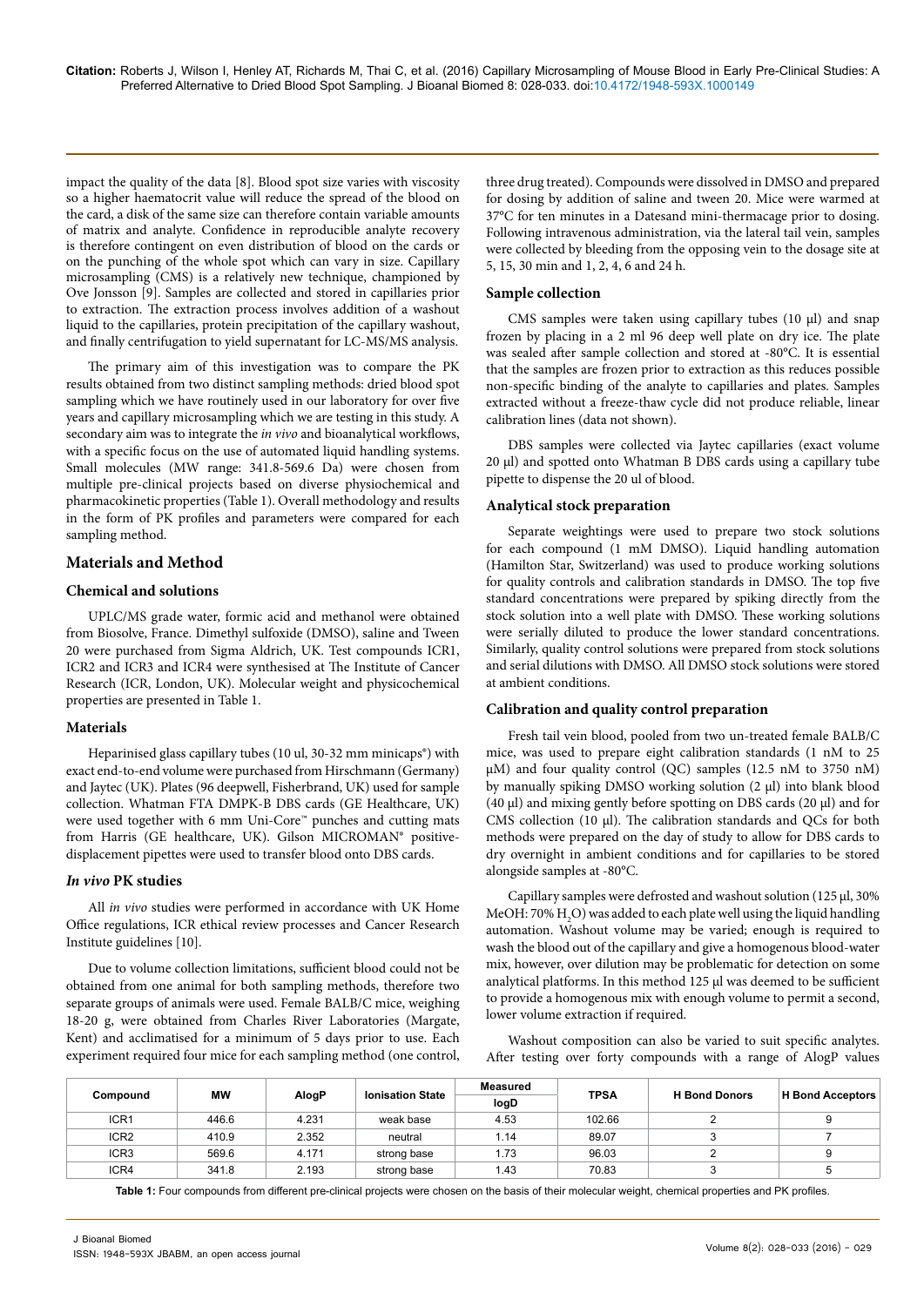impact the quality of the data [8]. Blood spot size varies with viscosity so a higher haematocrit value will reduce the spread of the blood on the card, a disk of the same size can therefore contain variable amounts of matrix and analyte. Confidence in reproducible analyte recovery is therefore contingent on even distribution of blood on the cards or on the punching of the whole spot which can vary in size. Capillary microsampling (CMS) is a relatively new technique, championed by Ove Jonsson [9]. Samples are collected and stored in capillaries prior to extraction. The extraction process involves addition of a washout liquid to the capillaries, protein precipitation of the capillary washout, and finally centrifugation to yield supernatant for LC-MS/MS analysis.

The primary aim of this investigation was to compare the PK results obtained from two distinct sampling methods: dried blood spot sampling which we have routinely used in our laboratory for over five years and capillary microsampling which we are testing in this study. A secondary aim was to integrate the *in vivo* and bioanalytical workflows, with a specific focus on the use of automated liquid handling systems. Small molecules (MW range: 341.8-569.6 Da) were chosen from multiple pre-clinical projects based on diverse physiochemical and pharmacokinetic properties (Table 1). Overall methodology and results in the form of PK profiles and parameters were compared for each sampling method.

## Materials and Method

### Chemical and solutions

UPLC/MS grade water, formic acid and methanol were obtained from Biosolve, France. Dimethyl sulfoxide (DMSO), saline and Tween 20 were purchased from Sigma Aldrich, UK. Test compounds ICR1, ICR2 and ICR3 and ICR4 were synthesised at The Institute of Cancer Research (ICR, London, UK). Molecular weight and physicochemical properties are presented in Table 1.

### Materials

Heparinised glass capillary tubes (10 ul, 30-32 mm minicaps®) with exact end-to-end volume were purchased from Hirschmann (Germany) and Jaytec (UK). Plates (96 deepwell, Fisherbrand, UK) used for sample collection. Whatman FTA DMPK-B DBS cards (GE Healthcare, UK) were used together with 6 mm Uni-Core™ punches and cutting mats from Harris (GE healthcare, UK). Gilson MICROMAN® positive-displacement pipettes were used to transfer blood onto DBS cards.

### *In vivo* PK studies

All *in vivo* studies were performed in accordance with UK Home Office regulations, ICR ethical review processes and Cancer Research Institute guidelines [10].

Due to volume collection limitations, sufficient blood could not be obtained from one animal for both sampling methods, therefore two separate groups of animals were used. Female BALB/C mice, weighing 18-20 g, were obtained from Charles River Laboratories (Margate, Kent) and acclimatised for a minimum of 5 days prior to use. Each experiment required four mice for each sampling method (one control, three drug treated). Compounds were dissolved in DMSO and prepared for dosing by addition of saline and tween 20. Mice were warmed at 37°C for ten minutes in a Datesand mini-thermacage prior to dosing. Following intravenous administration, via the lateral tail vein, samples were collected by bleeding from the opposing vein to the dosage site at 5, 15, 30 min and 1, 2, 4, 6 and 24 h.

### Sample collection

CMS samples were taken using capillary tubes (10 µl) and snap frozen by placing in a 2 ml 96 deep well plate on dry ice. The plate was sealed after sample collection and stored at -80°C. It is essential that the samples are frozen prior to extraction as this reduces possible non-specific binding of the analyte to capillaries and plates. Samples extracted without a freeze-thaw cycle did not produce reliable, linear calibration lines (data not shown).

DBS samples were collected via Jaytec capillaries (exact volume 20 µl) and spotted onto Whatman B DBS cards using a capillary tube pipette to dispense the 20 ul of blood.

### Analytical stock preparation

Separate weightings were used to prepare two stock solutions for each compound (1 mM DMSO). Liquid handling automation (Hamilton Star, Switzerland) was used to produce working solutions for quality controls and calibration standards in DMSO. The top five standard concentrations were prepared by spiking directly from the stock solution into a well plate with DMSO. These working solutions were serially diluted to produce the lower standard concentrations. Similarly, quality control solutions were prepared from stock solutions and serial dilutions with DMSO. All DMSO stock solutions were stored at ambient conditions.

### Calibration and quality control preparation

Fresh tail vein blood, pooled from two un-treated female BALB/C mice, was used to prepare eight calibration standards (1 nM to 25 µM) and four quality control (QC) samples (12.5 nM to 3750 nM) by manually spiking DMSO working solution (2 µl) into blank blood (40 µl) and mixing gently before spotting on DBS cards (20 µl) and for CMS collection (10 µl). The calibration standards and QCs for both methods were prepared on the day of study to allow for DBS cards to dry overnight in ambient conditions and for capillaries to be stored alongside samples at -80°C.

Capillary samples were defrosted and washout solution (125 µl, 30% MeOH: 70% $H_2O$) was added to each plate well using the liquid handling automation. Washout volume may be varied; enough is required to wash the blood out of the capillary and give a homogenous blood-water mix, however, over dilution may be problematic for detection on some analytical platforms. In this method 125 µl was deemed to be sufficient to provide a homogenous mix with enough volume to permit a second, lower volume extraction if required.

Washout composition can also be varied to suit specific analytes. After testing over forty compounds with a range of AlogP values

| Compound | MW | AlogP | Ionisation State | Measured logD | TPSA | H Bond Donors | H Bond Acceptors |
|---|---|---|---|---|---|---|---|
| ICR1 | 446.6 | 4.231 | weak base | 4.53 | 102.66 | 2 | 9 |
| ICR2 | 410.9 | 2.352 | neutral | 1.14 | 89.07 | 3 | 7 |
| ICR3 | 569.6 | 4.171 | strong base | 1.73 | 96.03 | 2 | 9 |
| ICR4 | 341.8 | 2.193 | strong base | 1.43 | 70.83 | 3 | 5 |

**Table 1:** Four compounds from different pre-clinical projects were chosen on the basis of their molecular weight, chemical properties and PK profiles.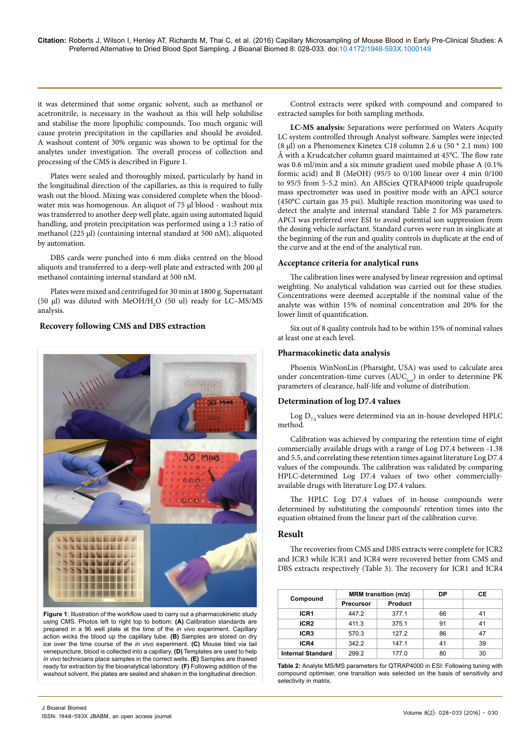it was determined that some organic solvent, such as methanol or acetronitrile, is necessary in the washout as this will help solubilise and stabilise the more lipophilic compounds. Too much organic will cause protein precipitation in the capillaries and should be avoided. A washout content of 30% organic was shown to be optimal for the analytes under investigation. The overall process of collection and processing of the CMS is described in Figure 1.

Plates were sealed and thoroughly mixed, particularly by hand in the longitudinal direction of the capillaries, as this is required to fully wash out the blood. Mixing was considered complete when the blood-water mix was homogenous. An aliquot of 75 µl blood - washout mix was transferred to another deep well plate, again using automated liquid handling, and protein precipitation was performed using a 1:3 ratio of methanol (225 µl) (containing internal standard at 500 nM), aliquoted by automation.

DBS cards were punched into 6 mm disks centred on the blood aliquots and transferred to a deep-well plate and extracted with 200 µl methanol containing internal standard at 500 nM.

Plates were mixed and centrifuged for 30 min at 1800 g. Supernatant (50 µl) was diluted with MeOH/$H_2O$ (50 ul) ready for LC–MS/MS analysis.

## Recovery following CMS and DBS extraction

**Figure 1**: Illustration of the workflow used to carry out a pharmacokinetic study using CMS. Photos left to right top to bottom: **(A)** Calibration standards are prepared in a 96 well plate at the time of the *in vivo* experiment. Capillary action wicks the blood up the capillary tube. **(B)** Samples are stored on dry ice over the time course of the *in vivo* experiment. **(C)** Mouse bled via tail venepuncture, blood is collected into a capillary. **(D)** Templates are used to help *in vivo* technicians place samples in the correct wells. **(E)** Samples are thawed ready for extraction by the bioanalytical laboratory. **(F)** Following addition of the washout solvent, the plates are sealed and shaken in the longitudinal direction.

Control extracts were spiked with compound and compared to extracted samples for both sampling methods.

**LC-MS analysis:** Separations were performed on Waters Acquity LC system controlled through Analyst software. Samples were injected (8 µl) on a Phenomenex Kinetex C18 column 2.6 u (50 * 2.1 mm) 100 Å with a Krudcatcher column guard maintained at 45°C. The flow rate was 0.6 ml/min and a six minute gradient used mobile phase A (0.1% formic acid) and B (MeOH) (95/5 to 0/100 linear over 4 min 0/100 to 95/5 from 5-5.2 min). An ABSciex QTRAP4000 triple quadrupole mass spectrometer was used in positive mode with an APCI source (450°C curtain gas 35 psi). Multiple reaction monitoring was used to detect the analyte and internal standard Table 2 for MS parameters. APCI was preferred over ESI to avoid potential ion suppression from the dosing vehicle surfactant. Standard curves were run in singlicate at the beginning of the run and quality controls in duplicate at the end of the curve and at the end of the analytical run.

## Acceptance criteria for analytical runs

The calibration lines were analysed by linear regression and optimal weighting. No analytical validation was carried out for these studies. Concentrations were deemed acceptable if the nominal value of the analyte was within 15% of nominal concentration and 20% for the lower limit of quantification.

Six out of 8 quality controls had to be within 15% of nominal values at least one at each level.

## Pharmacokinetic data analysis

Phoenix WinNonLin (Pharsight, USA) was used to calculate area under concentration-time curves ($AUC_{last}$) in order to determine PK parameters of clearance, half-life and volume of distribution.

## Determination of log D7.4 values

Log $D_{7.4}$ values were determined via an in-house developed HPLC method.

Calibration was achieved by comparing the retention time of eight commercially available drugs with a range of Log D7.4 between -1.38 and 5.5, and correlating these retention times against literature Log D7.4 values of the compounds. The calibration was validated by comparing HPLC-determined Log D7.4 values of two other commercially-available drugs with literature Log D7.4 values.

The HPLC Log D7.4 values of in-house compounds were determined by substituting the compounds' retention times into the equation obtained from the linear part of the calibration curve.

## Result

The recoveries from CMS and DBS extracts were complete for ICR2 and ICR3 while ICR1 and ICR4 were recovered better from CMS and DBS extracts respectively (Table 3). The recovery for ICR1 and ICR4

| Compound | MRM transition (m/z) | | DP | CE |
|---|---|---|---|---|
| | Precursor | Product | | |
| ICR1 | 447.2 | 377.1 | 66 | 41 |
| ICR2 | 411.3 | 375.1 | 91 | 41 |
| ICR3 | 570.3 | 127.2 | 86 | 47 |
| ICR4 | 342.2 | 147.1 | 41 | 39 |
| Internal Standard | 299.2 | 177.0 | 80 | 30 |

**Table 2:** Analyte MS/MS parameters for QTRAP4000 in ESI: Following tuning with compound optimiser, one transition was selected on the basis of sensitivity and selectivity in matrix.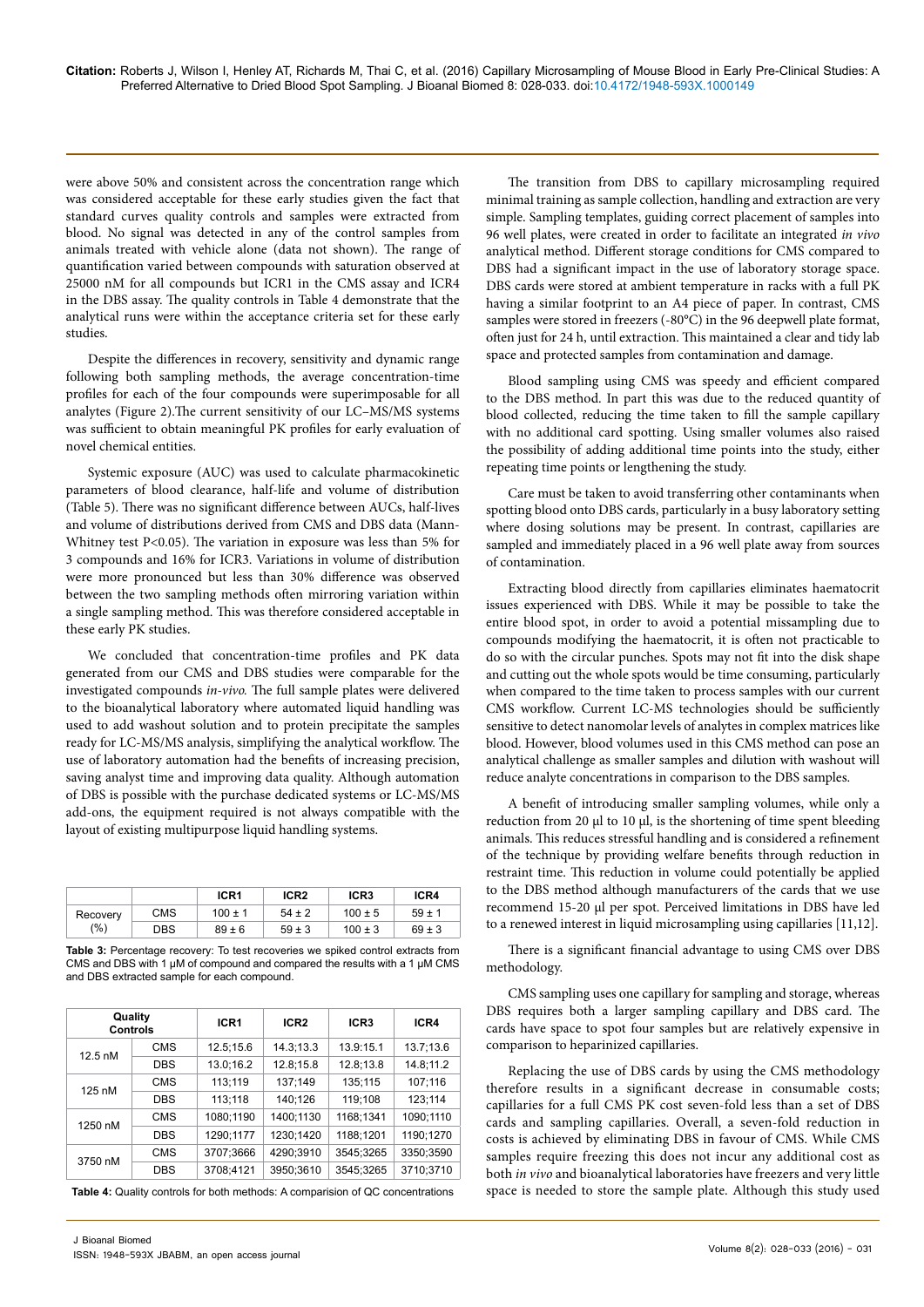were above 50% and consistent across the concentration range which was considered acceptable for these early studies given the fact that standard curves quality controls and samples were extracted from blood. No signal was detected in any of the control samples from animals treated with vehicle alone (data not shown). The range of quantification varied between compounds with saturation observed at 25000 nM for all compounds but ICR1 in the CMS assay and ICR4 in the DBS assay. The quality controls in Table 4 demonstrate that the analytical runs were within the acceptance criteria set for these early studies.

Despite the differences in recovery, sensitivity and dynamic range following both sampling methods, the average concentration-time profiles for each of the four compounds were superimposable for all analytes (Figure 2).The current sensitivity of our LC–MS/MS systems was sufficient to obtain meaningful PK profiles for early evaluation of novel chemical entities.

Systemic exposure (AUC) was used to calculate pharmacokinetic parameters of blood clearance, half-life and volume of distribution (Table 5). There was no significant difference between AUCs, half-lives and volume of distributions derived from CMS and DBS data (Mann-Whitney test $P<0.05$). The variation in exposure was less than 5% for 3 compounds and 16% for ICR3. Variations in volume of distribution were more pronounced but less than 30% difference was observed between the two sampling methods often mirroring variation within a single sampling method. This was therefore considered acceptable in these early PK studies.

We concluded that concentration-time profiles and PK data generated from our CMS and DBS studies were comparable for the investigated compounds *in-vivo*. The full sample plates were delivered to the bioanalytical laboratory where automated liquid handling was used to add washout solution and to protein precipitate the samples ready for LC-MS/MS analysis, simplifying the analytical workflow. The use of laboratory automation had the benefits of increasing precision, saving analyst time and improving data quality. Although automation of DBS is possible with the purchase dedicated systems or LC-MS/MS add-ons, the equipment required is not always compatible with the layout of existing multipurpose liquid handling systems.

| | | ICR1 | ICR2 | ICR3 | ICR4 |
|---|---|---|---|---|---|
| Recovery (%) | CMS | 100 ± 1 | 54 ± 2 | 100 ± 5 | 59 ± 1 |
| | DBS | 89 ± 6 | 59 ± 3 | 100 ± 3 | 69 ± 3 |

**Table 3:** Percentage recovery: To test recoveries we spiked control extracts from CMS and DBS with 1 μM of compound and compared the results with a 1 μM CMS and DBS extracted sample for each compound.

| Quality Controls | | ICR1 | ICR2 | ICR3 | ICR4 |
|---|---|---|---|---|---|
| 12.5 nM | CMS | 12.5;15.6 | 14.3;13.3 | 13.9:15.1 | 13.7;13.6 |
| | DBS | 13.0;16.2 | 12.8;15.8 | 12.8;13.8 | 14.8;11.2 |
| 125 nM | CMS | 113;119 | 137;149 | 135;115 | 107;116 |
| | DBS | 113;118 | 140;126 | 119;108 | 123;114 |
| 1250 nM | CMS | 1080;1190 | 1400;1130 | 1168;1341 | 1090;1110 |
| | DBS | 1290;1177 | 1230;1420 | 1188;1201 | 1190;1270 |
| 3750 nM | CMS | 3707;3666 | 4290;3910 | 3545;3265 | 3350;3590 |
| | DBS | 3708;4121 | 3950;3610 | 3545;3265 | 3710;3710 |

**Table 4:** Quality controls for both methods: A comparision of QC concentrations

The transition from DBS to capillary microsampling required minimal training as sample collection, handling and extraction are very simple. Sampling templates, guiding correct placement of samples into 96 well plates, were created in order to facilitate an integrated *in vivo* analytical method. Different storage conditions for CMS compared to DBS had a significant impact in the use of laboratory storage space. DBS cards were stored at ambient temperature in racks with a full PK having a similar footprint to an A4 piece of paper. In contrast, CMS samples were stored in freezers (-80°C) in the 96 deepwell plate format, often just for 24 h, until extraction. This maintained a clear and tidy lab space and protected samples from contamination and damage.

Blood sampling using CMS was speedy and efficient compared to the DBS method. In part this was due to the reduced quantity of blood collected, reducing the time taken to fill the sample capillary with no additional card spotting. Using smaller volumes also raised the possibility of adding additional time points into the study, either repeating time points or lengthening the study.

Care must be taken to avoid transferring other contaminants when spotting blood onto DBS cards, particularly in a busy laboratory setting where dosing solutions may be present. In contrast, capillaries are sampled and immediately placed in a 96 well plate away from sources of contamination.

Extracting blood directly from capillaries eliminates haematocrit issues experienced with DBS. While it may be possible to take the entire blood spot, in order to avoid a potential missampling due to compounds modifying the haematocrit, it is often not practicable to do so with the circular punches. Spots may not fit into the disk shape and cutting out the whole spots would be time consuming, particularly when compared to the time taken to process samples with our current CMS workflow. Current LC-MS technologies should be sufficiently sensitive to detect nanomolar levels of analytes in complex matrices like blood. However, blood volumes used in this CMS method can pose an analytical challenge as smaller samples and dilution with washout will reduce analyte concentrations in comparison to the DBS samples.

A benefit of introducing smaller sampling volumes, while only a reduction from 20 μl to 10 μl, is the shortening of time spent bleeding animals. This reduces stressful handling and is considered a refinement of the technique by providing welfare benefits through reduction in restraint time. This reduction in volume could potentially be applied to the DBS method although manufacturers of the cards that we use recommend 15-20 μl per spot. Perceived limitations in DBS have led to a renewed interest in liquid microsampling using capillaries [11,12].

There is a significant financial advantage to using CMS over DBS methodology.

CMS sampling uses one capillary for sampling and storage, whereas DBS requires both a larger sampling capillary and DBS card. The cards have space to spot four samples but are relatively expensive in comparison to heparinized capillaries.

Replacing the use of DBS cards by using the CMS methodology therefore results in a significant decrease in consumable costs; capillaries for a full CMS PK cost seven-fold less than a set of DBS cards and sampling capillaries. Overall, a seven-fold reduction in costs is achieved by eliminating DBS in favour of CMS. While CMS samples require freezing this does not incur any additional cost as both *in vivo* and bioanalytical laboratories have freezers and very little space is needed to store the sample plate. Although this study used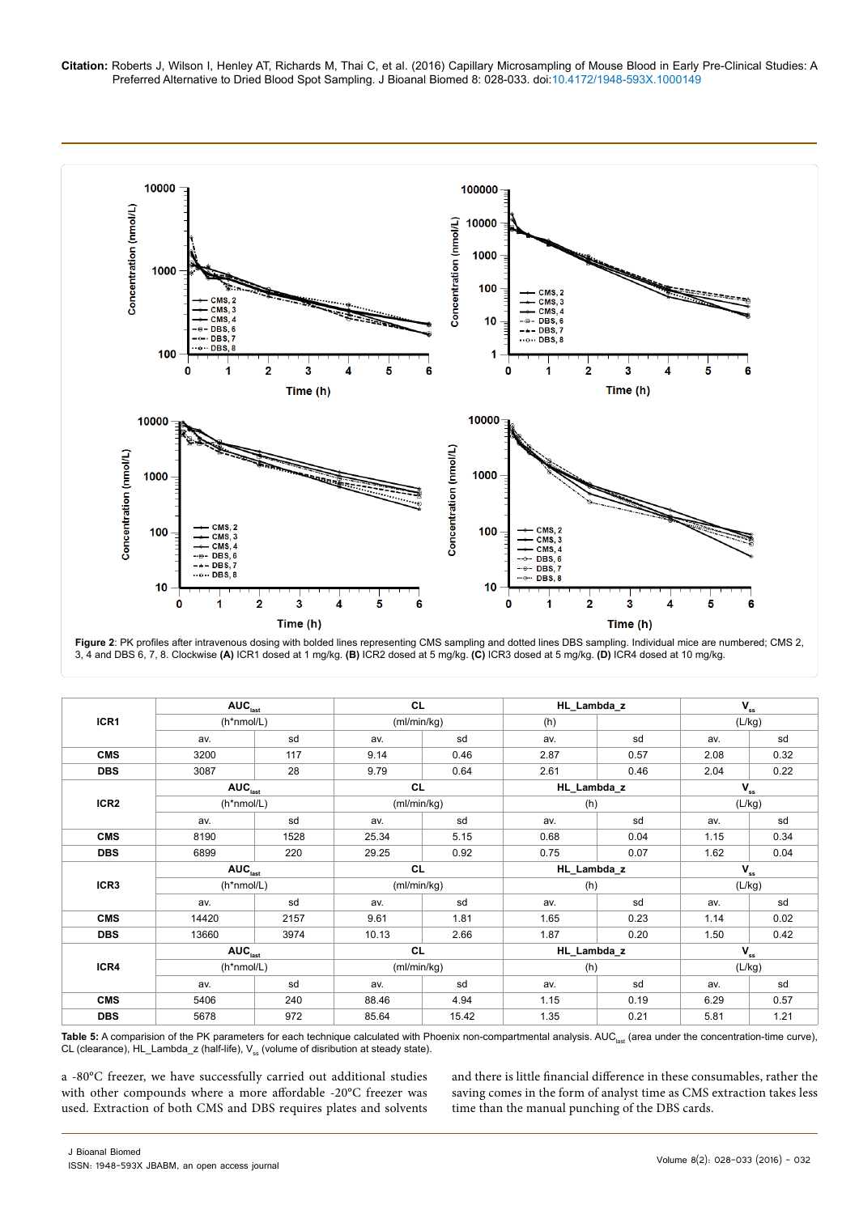Figure 2: PK profiles after intravenous dosing with bolded lines representing CMS sampling and dotted lines DBS sampling. Individual mice are numbered; CMS 2, 3, 4 and DBS 6, 7, 8. Clockwise **(A)** ICR1 dosed at 1 mg/kg. **(B)** ICR2 dosed at 5 mg/kg. **(C)** ICR3 dosed at 5 mg/kg. **(D)** ICR4 dosed at 10 mg/kg.

| ICR1 | $AUC_{last}$ | | CL | | HL_Lambda_z | | $V_{ss}$ | |
|---|---|---|---|---|---|---|---|---|
| | (h*nmol/L) | | (ml/min/kg) | | (h) | | (L/kg) | |
| | av. | sd | av. | sd | av. | sd | av. | sd |
| **CMS** | 3200 | 117 | 9.14 | 0.46 | 2.87 | 0.57 | 2.08 | 0.32 |
| **DBS** | 3087 | 28 | 9.79 | 0.64 | 2.61 | 0.46 | 2.04 | 0.22 |
| **ICR2** | $AUC_{last}$ | | CL | | HL_Lambda_z | | $V_{ss}$ | |
| | (h*nmol/L) | | (ml/min/kg) | | (h) | | (L/kg) | |
| | av. | sd | av. | sd | av. | sd | av. | sd |
| **CMS** | 8190 | 1528 | 25.34 | 5.15 | 0.68 | 0.04 | 1.15 | 0.34 |
| **DBS** | 6899 | 220 | 29.25 | 0.92 | 0.75 | 0.07 | 1.62 | 0.04 |
| **ICR3** | $AUC_{last}$ | | CL | | HL_Lambda_z | | $V_{ss}$ | |
| | (h*nmol/L) | | (ml/min/kg) | | (h) | | (L/kg) | |
| | av. | sd | av. | sd | av. | sd | av. | sd |
| **CMS** | 14420 | 2157 | 9.61 | 1.81 | 1.65 | 0.23 | 1.14 | 0.02 |
| **DBS** | 13660 | 3974 | 10.13 | 2.66 | 1.87 | 0.20 | 1.50 | 0.42 |
| **ICR4** | $AUC_{last}$ | | CL | | HL_Lambda_z | | $V_{ss}$ | |
| | (h*nmol/L) | | (ml/min/kg) | | (h) | | (L/kg) | |
| | av. | sd | av. | sd | av. | sd | av. | sd |
| **CMS** | 5406 | 240 | 88.46 | 4.94 | 1.15 | 0.19 | 6.29 | 0.57 |
| **DBS** | 5678 | 972 | 85.64 | 15.42 | 1.35 | 0.21 | 5.81 | 1.21 |

**Table 5:** A comparision of the PK parameters for each technique calculated with Phoenix non-compartmental analysis. $AUC_{last}$ (area under the concentration-time curve), CL (clearance), HL_Lambda_z (half-life), $V_{ss}$ (volume of disribution at steady state).

a -80°C freezer, we have successfully carried out additional studies with other compounds where a more affordable -20°C freezer was used. Extraction of both CMS and DBS requires plates and solvents and there is little financial difference in these consumables, rather the saving comes in the form of analyst time as CMS extraction takes less time than the manual punching of the DBS cards.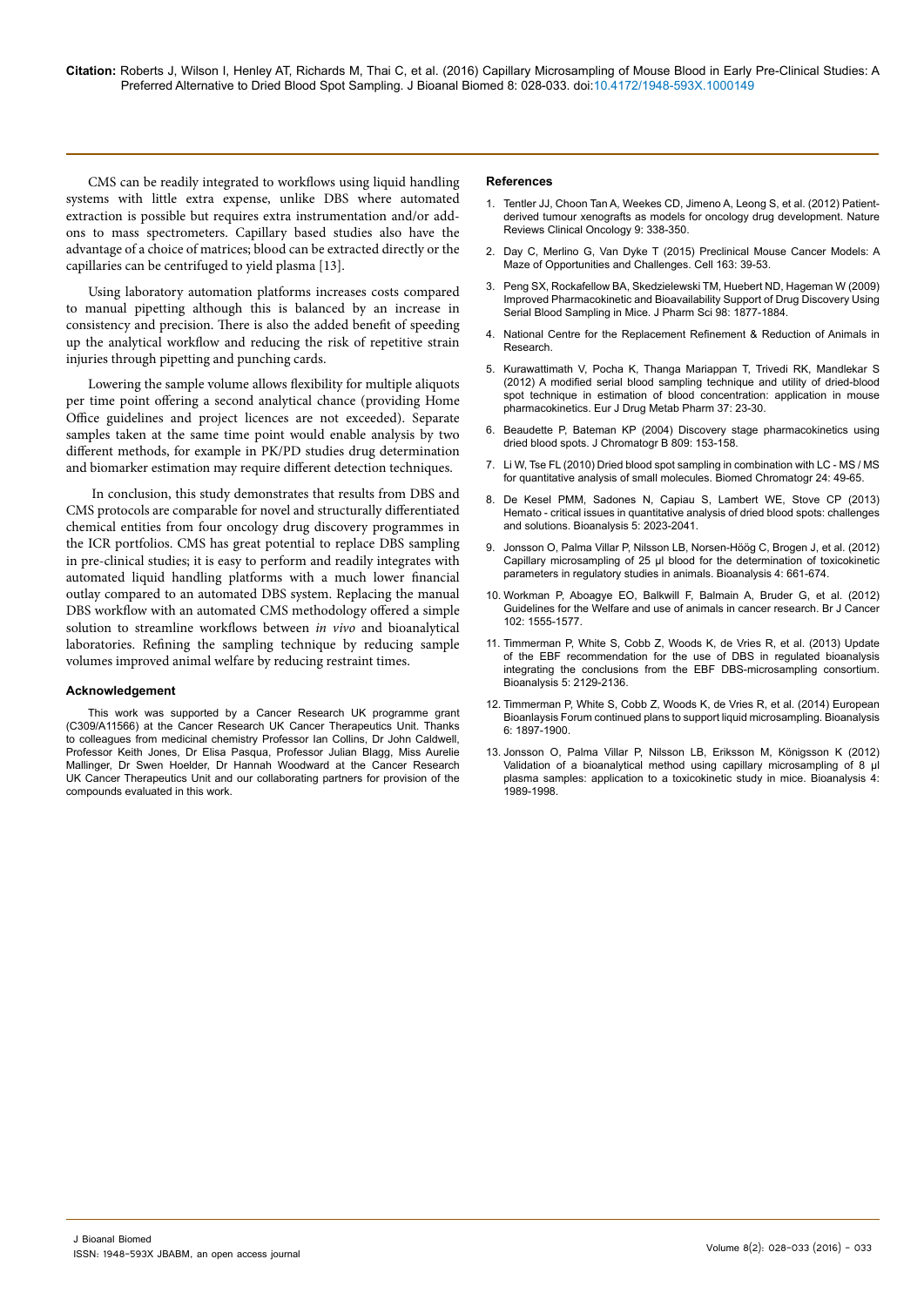CMS can be readily integrated to workflows using liquid handling systems with little extra expense, unlike DBS where automated extraction is possible but requires extra instrumentation and/or add-ons to mass spectrometers. Capillary based studies also have the advantage of a choice of matrices; blood can be extracted directly or the capillaries can be centrifuged to yield plasma [13].

Using laboratory automation platforms increases costs compared to manual pipetting although this is balanced by an increase in consistency and precision. There is also the added benefit of speeding up the analytical workflow and reducing the risk of repetitive strain injuries through pipetting and punching cards.

Lowering the sample volume allows flexibility for multiple aliquots per time point offering a second analytical chance (providing Home Office guidelines and project licences are not exceeded). Separate samples taken at the same time point would enable analysis by two different methods, for example in PK/PD studies drug determination and biomarker estimation may require different detection techniques.

In conclusion, this study demonstrates that results from DBS and CMS protocols are comparable for novel and structurally differentiated chemical entities from four oncology drug discovery programmes in the ICR portfolios. CMS has great potential to replace DBS sampling in pre-clinical studies; it is easy to perform and readily integrates with automated liquid handling platforms with a much lower financial outlay compared to an automated DBS system. Replacing the manual DBS workflow with an automated CMS methodology offered a simple solution to streamline workflows between *in vivo* and bioanalytical laboratories. Refining the sampling technique by reducing sample volumes improved animal welfare by reducing restraint times.

### Acknowledgement

This work was supported by a Cancer Research UK programme grant (C309/A11566) at the Cancer Research UK Cancer Therapeutics Unit. Thanks to colleagues from medicinal chemistry Professor Ian Collins, Dr John Caldwell, Professor Keith Jones, Dr Elisa Pasqua, Professor Julian Blagg, Miss Aurelie Mallinger, Dr Swen Hoelder, Dr Hannah Woodward at the Cancer Research UK Cancer Therapeutics Unit and our collaborating partners for provision of the compounds evaluated in this work.

### References

1. Tentler JJ, Choon Tan A, Weekes CD, Jimeno A, Leong S, et al. (2012) Patient-derived tumour xenografts as models for oncology drug development. Nature Reviews Clinical Oncology 9: 338-350.
2. Day C, Merlino G, Van Dyke T (2015) Preclinical Mouse Cancer Models: A Maze of Opportunities and Challenges. Cell 163: 39-53.
3. Peng SX, Rockafellow BA, Skedzielewski TM, Huebert ND, Hageman W (2009) Improved Pharmacokinetic and Bioavailability Support of Drug Discovery Using Serial Blood Sampling in Mice. J Pharm Sci 98: 1877-1884.
4. National Centre for the Replacement Refinement & Reduction of Animals in Research.
5. Kurawattimath V, Pocha K, Thanga Mariappan T, Trivedi RK, Mandlekar S (2012) A modified serial blood sampling technique and utility of dried-blood spot technique in estimation of blood concentration: application in mouse pharmacokinetics. Eur J Drug Metab Pharm 37: 23-30.
6. Beaudette P, Bateman KP (2004) Discovery stage pharmacokinetics using dried blood spots. J Chromatogr B 809: 153-158.
7. Li W, Tse FL (2010) Dried blood spot sampling in combination with LC - MS / MS for quantitative analysis of small molecules. Biomed Chromatogr 24: 49-65.
8. De Kesel PMM, Sadones N, Capiau S, Lambert WE, Stove CP (2013) Hemato - critical issues in quantitative analysis of dried blood spots: challenges and solutions. Bioanalysis 5: 2023-2041.
9. Jonsson O, Palma Villar P, Nilsson LB, Norsen-Höög C, Brogen J, et al. (2012) Capillary microsampling of 25 µl blood for the determination of toxicokinetic parameters in regulatory studies in animals. Bioanalysis 4: 661-674.
10. Workman P, Aboagye EO, Balkwill F, Balmain A, Bruder G, et al. (2012) Guidelines for the Welfare and use of animals in cancer research. Br J Cancer 102: 1555-1577.
11. Timmerman P, White S, Cobb Z, Woods K, de Vries R, et al. (2013) Update of the EBF recommendation for the use of DBS in regulated bioanalysis integrating the conclusions from the EBF DBS-microsampling consortium. Bioanalysis 5: 2129-2136.
12. Timmerman P, White S, Cobb Z, Woods K, de Vries R, et al. (2014) European Bioanlaysis Forum continued plans to support liquid microsampling. Bioanalysis 6: 1897-1900.
13. Jonsson O, Palma Villar P, Nilsson LB, Eriksson M, Königsson K (2012) Validation of a bioanalytical method using capillary microsampling of 8 µl plasma samples: application to a toxicokinetic study in mice. Bioanalysis 4: 1989-1998.